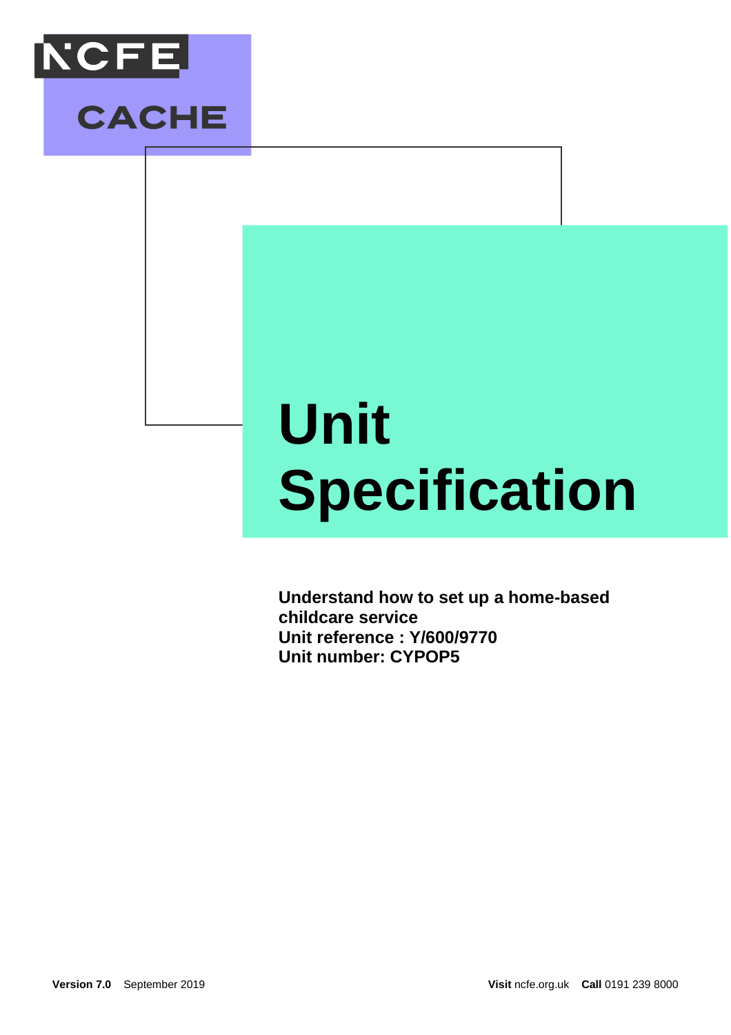NCFE CACHE

# Unit Specification

**Understand how to set up a home-based childcare service**
**Unit reference : Y/600/9770**
**Unit number: CYPOP5**

**Version 7.0** September 2019

**Visit** ncfe.org.uk **Call** 0191 239 8000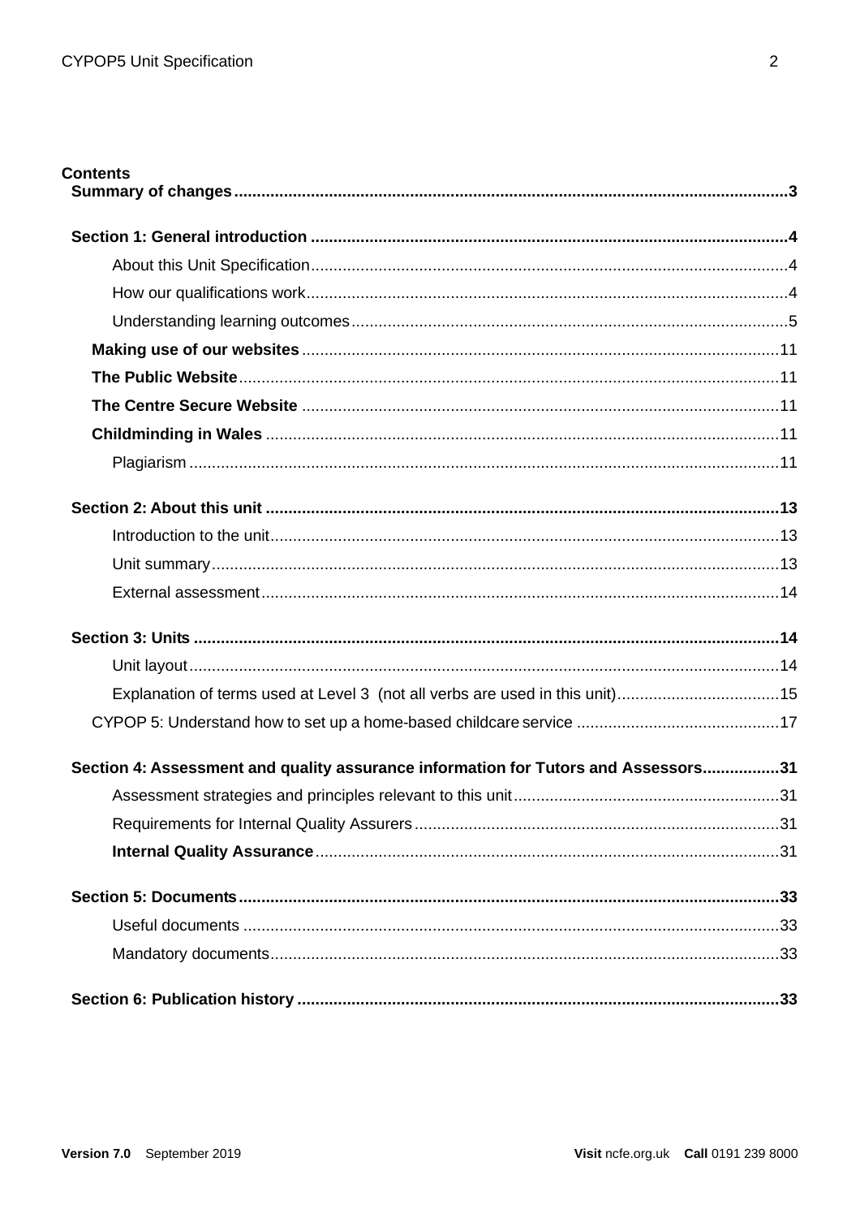**Contents**

**Summary of changes** ..... 3

**Section 1: General introduction** ..... 4

- About this Unit Specification ..... 4
- How our qualifications work ..... 4
- Understanding learning outcomes ..... 5
- **Making use of our websites** ..... 11
- **The Public Website** ..... 11
- **The Centre Secure Website** ..... 11
- **Childminding in Wales** ..... 11
- Plagiarism ..... 11

**Section 2: About this unit** ..... 13

- Introduction to the unit ..... 13
- Unit summary ..... 13
- External assessment ..... 14

**Section 3: Units** ..... 14

- Unit layout ..... 14
- Explanation of terms used at Level 3 (not all verbs are used in this unit) ..... 15
- CYPOP 5: Understand how to set up a home-based childcare service ..... 17

**Section 4: Assessment and quality assurance information for Tutors and Assessors** ..... 31

- Assessment strategies and principles relevant to this unit ..... 31
- Requirements for Internal Quality Assurers ..... 31
- **Internal Quality Assurance** ..... 31

**Section 5: Documents** ..... 33

- Useful documents ..... 33
- Mandatory documents ..... 33

**Section 6: Publication history** ..... 33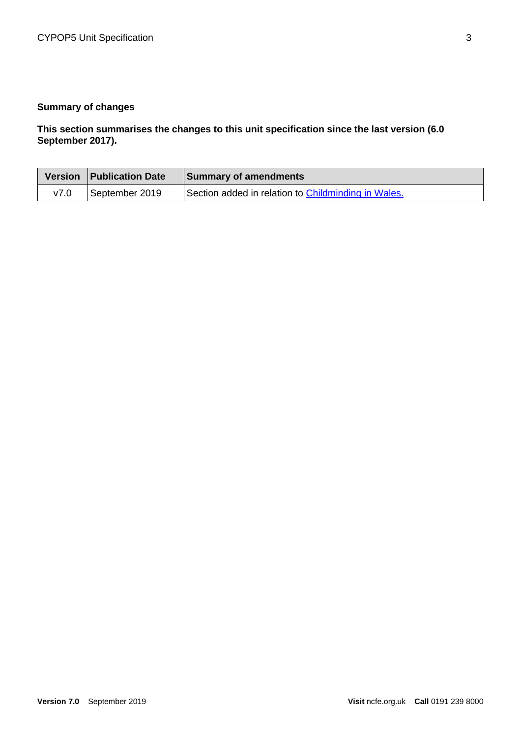**Summary of changes**

**This section summarises the changes to this unit specification since the last version (6.0 September 2017).**

| Version | Publication Date | Summary of amendments |
|---|---|---|
| v7.0 | September 2019 | Section added in relation to Childminding in Wales. |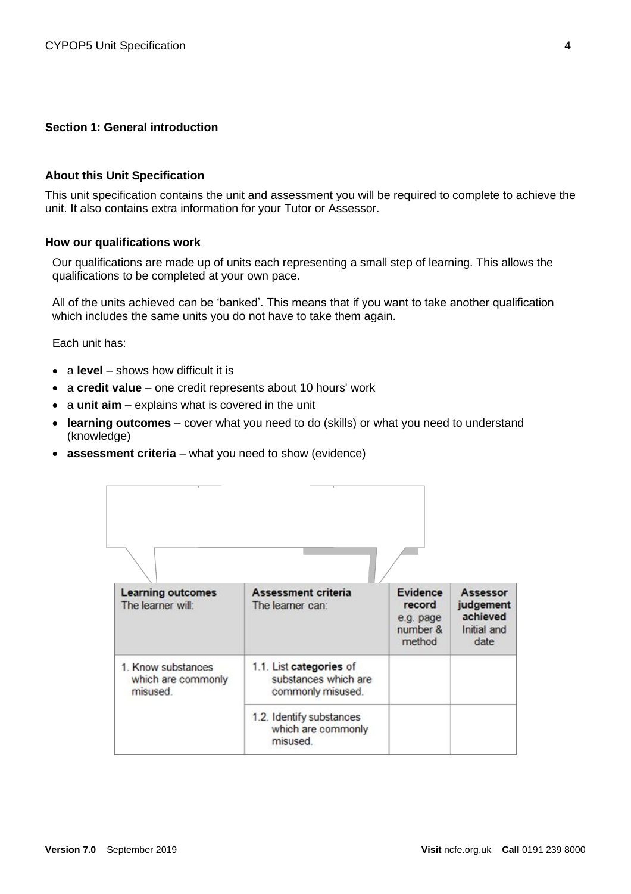## Section 1: General introduction

### About this Unit Specification

This unit specification contains the unit and assessment you will be required to complete to achieve the unit. It also contains extra information for your Tutor or Assessor.

### How our qualifications work

Our qualifications are made up of units each representing a small step of learning. This allows the qualifications to be completed at your own pace.

All of the units achieved can be 'banked'. This means that if you want to take another qualification which includes the same units you do not have to take them again.

Each unit has:

- a **level** – shows how difficult it is
- a **credit value** – one credit represents about 10 hours' work
- a **unit aim** – explains what is covered in the unit
- **learning outcomes** – cover what you need to do (skills) or what you need to understand (knowledge)
- **assessment criteria** – what you need to show (evidence)

| **Learning outcomes** The learner will: | **Assessment criteria** The learner can: | **Evidence record** e.g. page number & method | **Assessor judgement achieved** Initial and date |
|---|---|---|---|
| 1. Know substances which are commonly misused. | 1.1. List **categories** of substances which are commonly misused. | | |
| | 1.2. Identify substances which are commonly misused. | | |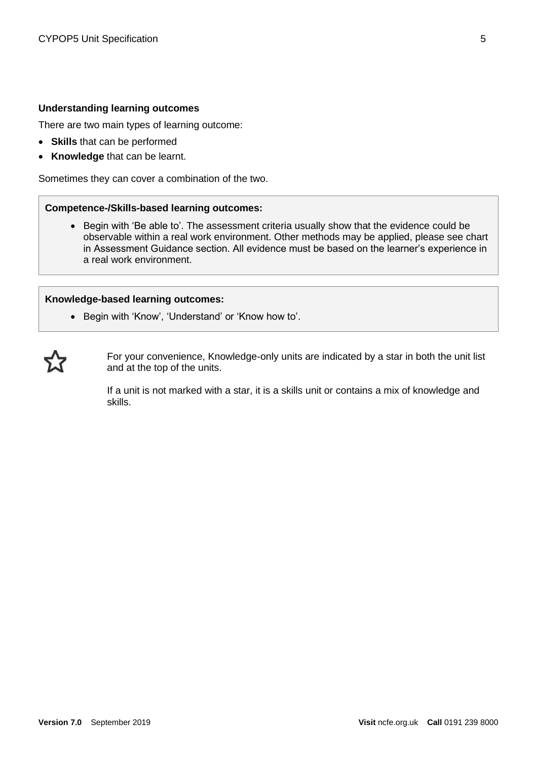### Understanding learning outcomes

There are two main types of learning outcome:

- **Skills** that can be performed
- **Knowledge** that can be learnt.

Sometimes they can cover a combination of the two.

**Competence-/Skills-based learning outcomes:**

- Begin with 'Be able to'. The assessment criteria usually show that the evidence could be observable within a real work environment. Other methods may be applied, please see chart in Assessment Guidance section. All evidence must be based on the learner's experience in a real work environment.

**Knowledge-based learning outcomes:**

- Begin with 'Know', 'Understand' or 'Know how to'.

☆ For your convenience, Knowledge-only units are indicated by a star in both the unit list and at the top of the units.

If a unit is not marked with a star, it is a skills unit or contains a mix of knowledge and skills.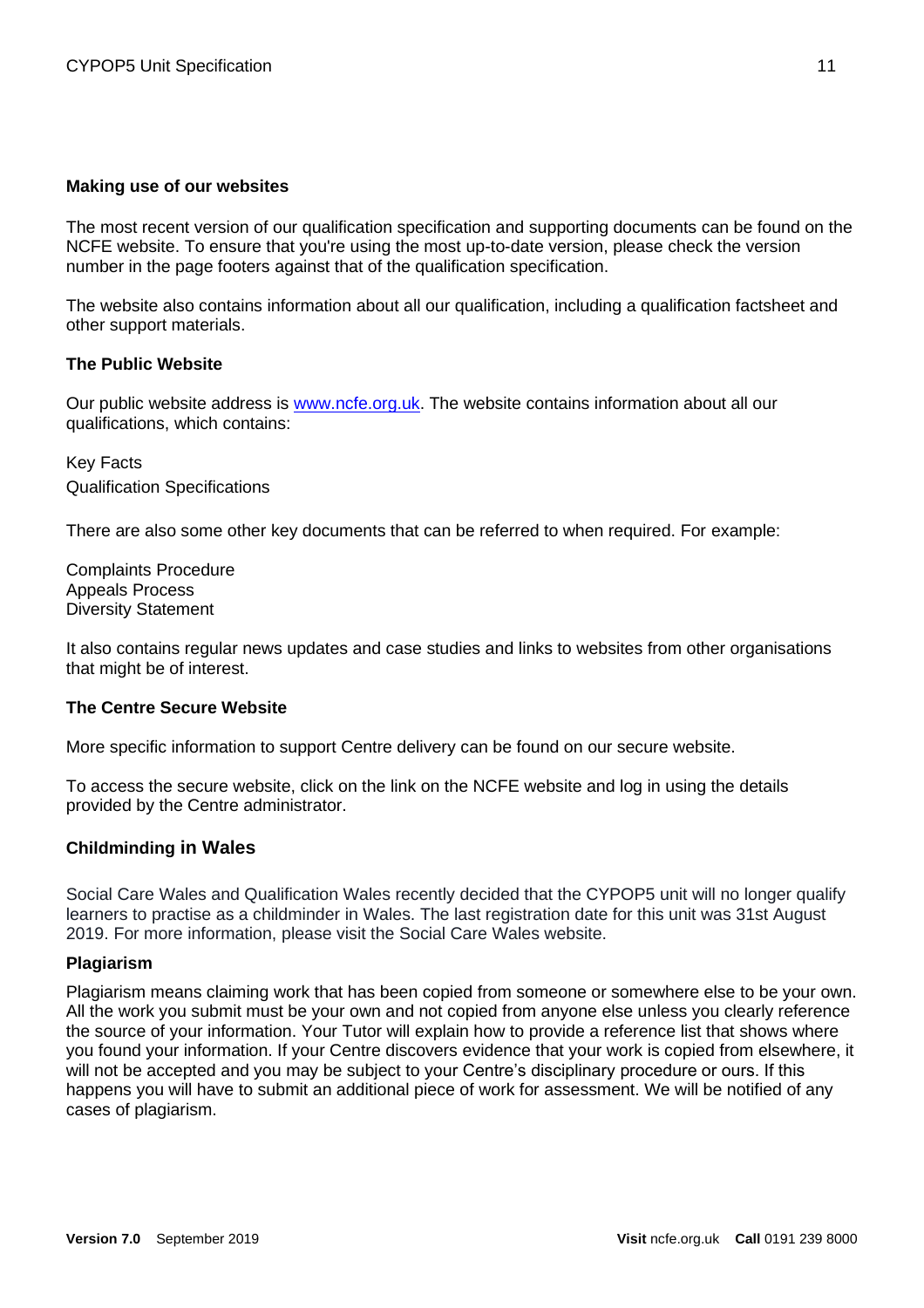**Making use of our websites**

The most recent version of our qualification specification and supporting documents can be found on the NCFE website. To ensure that you're using the most up-to-date version, please check the version number in the page footers against that of the qualification specification.

The website also contains information about all our qualification, including a qualification factsheet and other support materials.

**The Public Website**

Our public website address is www.ncfe.org.uk. The website contains information about all our qualifications, which contains:

Key Facts
Qualification Specifications

There are also some other key documents that can be referred to when required. For example:

Complaints Procedure
Appeals Process
Diversity Statement

It also contains regular news updates and case studies and links to websites from other organisations that might be of interest.

**The Centre Secure Website**

More specific information to support Centre delivery can be found on our secure website.

To access the secure website, click on the link on the NCFE website and log in using the details provided by the Centre administrator.

**Childminding in Wales**

Social Care Wales and Qualification Wales recently decided that the CYPOP5 unit will no longer qualify learners to practise as a childminder in Wales. The last registration date for this unit was 31st August 2019. For more information, please visit the Social Care Wales website.

**Plagiarism**

Plagiarism means claiming work that has been copied from someone or somewhere else to be your own. All the work you submit must be your own and not copied from anyone else unless you clearly reference the source of your information. Your Tutor will explain how to provide a reference list that shows where you found your information. If your Centre discovers evidence that your work is copied from elsewhere, it will not be accepted and you may be subject to your Centre's disciplinary procedure or ours. If this happens you will have to submit an additional piece of work for assessment. We will be notified of any cases of plagiarism.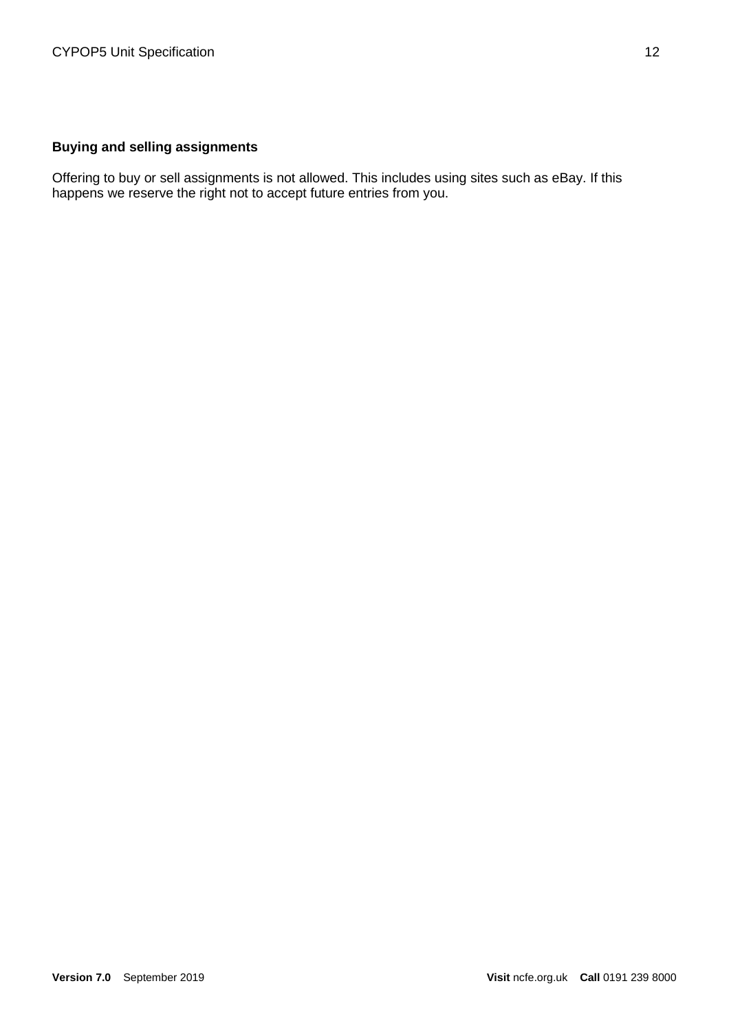**Buying and selling assignments**

Offering to buy or sell assignments is not allowed. This includes using sites such as eBay. If this happens we reserve the right not to accept future entries from you.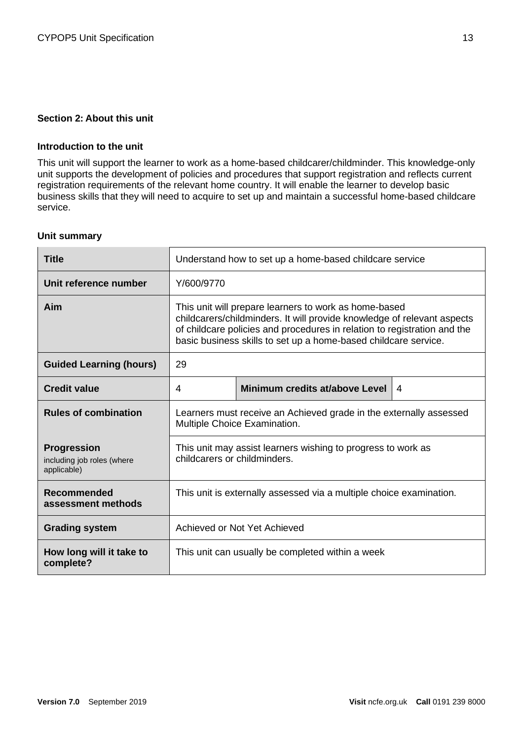## Section 2: About this unit

### Introduction to the unit

This unit will support the learner to work as a home-based childcarer/childminder. This knowledge-only unit supports the development of policies and procedures that support registration and reflects current registration requirements of the relevant home country. It will enable the learner to develop basic business skills that they will need to acquire to set up and maintain a successful home-based childcare service.

### Unit summary

| **Title** | Understand how to set up a home-based childcare service | | |
|---|---|---|---|
| **Unit reference number** | Y/600/9770 | | |
| **Aim** | This unit will prepare learners to work as home-based childcarers/childminders. It will provide knowledge of relevant aspects of childcare policies and procedures in relation to registration and the basic business skills to set up a home-based childcare service. | | |
| **Guided Learning (hours)** | 29 | | |
| **Credit value** | 4 | **Minimum credits at/above Level** | 4 |
| **Rules of combination** | Learners must receive an Achieved grade in the externally assessed Multiple Choice Examination. | | |
| **Progression** including job roles (where applicable) | This unit may assist learners wishing to progress to work as childcarers or childminders. | | |
| **Recommended assessment methods** | This unit is externally assessed via a multiple choice examination. | | |
| **Grading system** | Achieved or Not Yet Achieved | | |
| **How long will it take to complete?** | This unit can usually be completed within a week | | |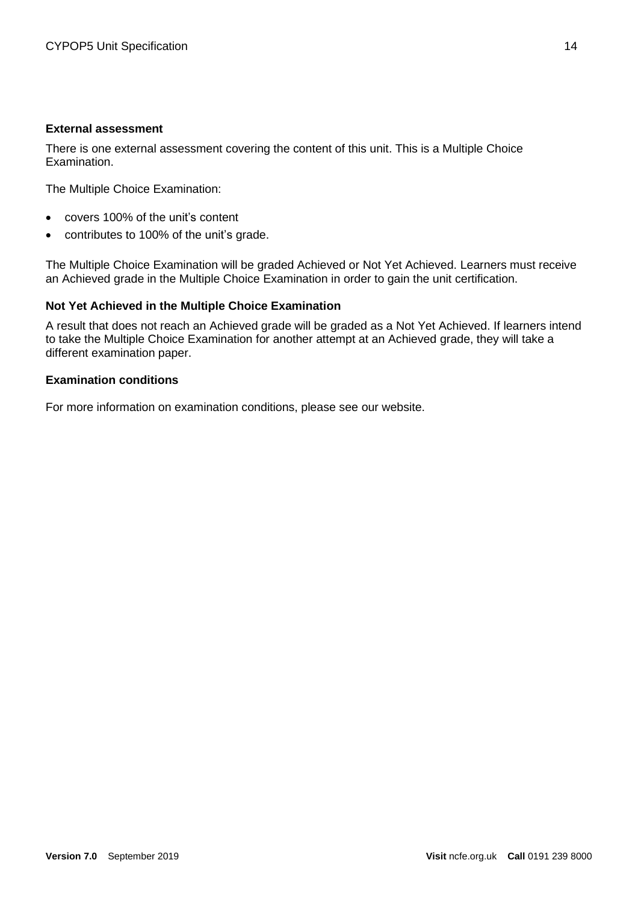**External assessment**

There is one external assessment covering the content of this unit. This is a Multiple Choice Examination.

The Multiple Choice Examination:

- covers 100% of the unit's content
- contributes to 100% of the unit's grade.

The Multiple Choice Examination will be graded Achieved or Not Yet Achieved. Learners must receive an Achieved grade in the Multiple Choice Examination in order to gain the unit certification.

**Not Yet Achieved in the Multiple Choice Examination**

A result that does not reach an Achieved grade will be graded as a Not Yet Achieved. If learners intend to take the Multiple Choice Examination for another attempt at an Achieved grade, they will take a different examination paper.

**Examination conditions**

For more information on examination conditions, please see our website.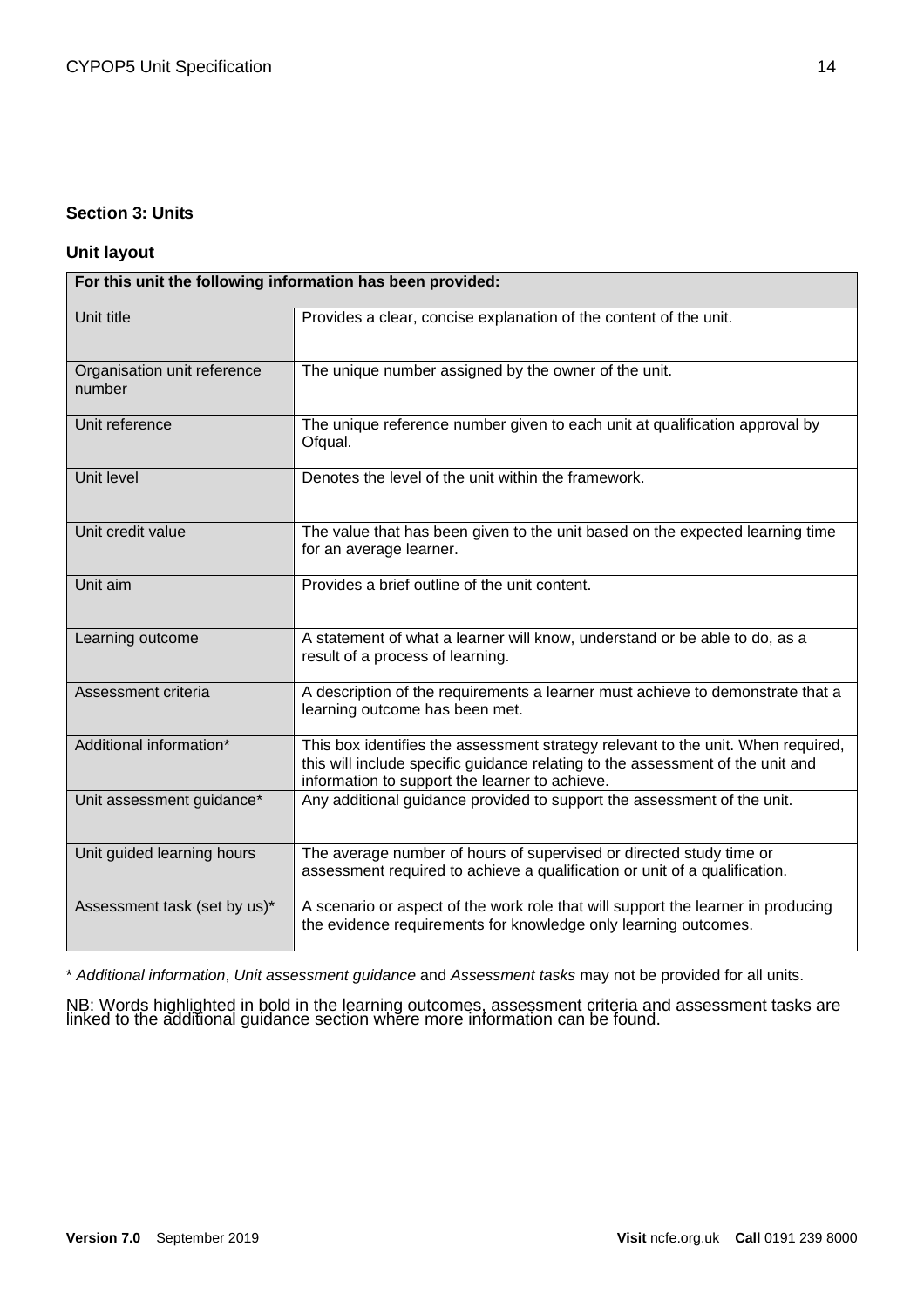## Section 3: Units

### Unit layout

| For this unit the following information has been provided: | |
|---|---|
| Unit title | Provides a clear, concise explanation of the content of the unit. |
| Organisation unit reference number | The unique number assigned by the owner of the unit. |
| Unit reference | The unique reference number given to each unit at qualification approval by Ofqual. |
| Unit level | Denotes the level of the unit within the framework. |
| Unit credit value | The value that has been given to the unit based on the expected learning time for an average learner. |
| Unit aim | Provides a brief outline of the unit content. |
| Learning outcome | A statement of what a learner will know, understand or be able to do, as a result of a process of learning. |
| Assessment criteria | A description of the requirements a learner must achieve to demonstrate that a learning outcome has been met. |
| Additional information* | This box identifies the assessment strategy relevant to the unit. When required, this will include specific guidance relating to the assessment of the unit and information to support the learner to achieve. |
| Unit assessment guidance* | Any additional guidance provided to support the assessment of the unit. |
| Unit guided learning hours | The average number of hours of supervised or directed study time or assessment required to achieve a qualification or unit of a qualification. |
| Assessment task (set by us)* | A scenario or aspect of the work role that will support the learner in producing the evidence requirements for knowledge only learning outcomes. |

\* *Additional information*, *Unit assessment guidance* and *Assessment tasks* may not be provided for all units.

NB: Words highlighted in bold in the learning outcomes, assessment criteria and assessment tasks are linked to the additional guidance section where more information can be found.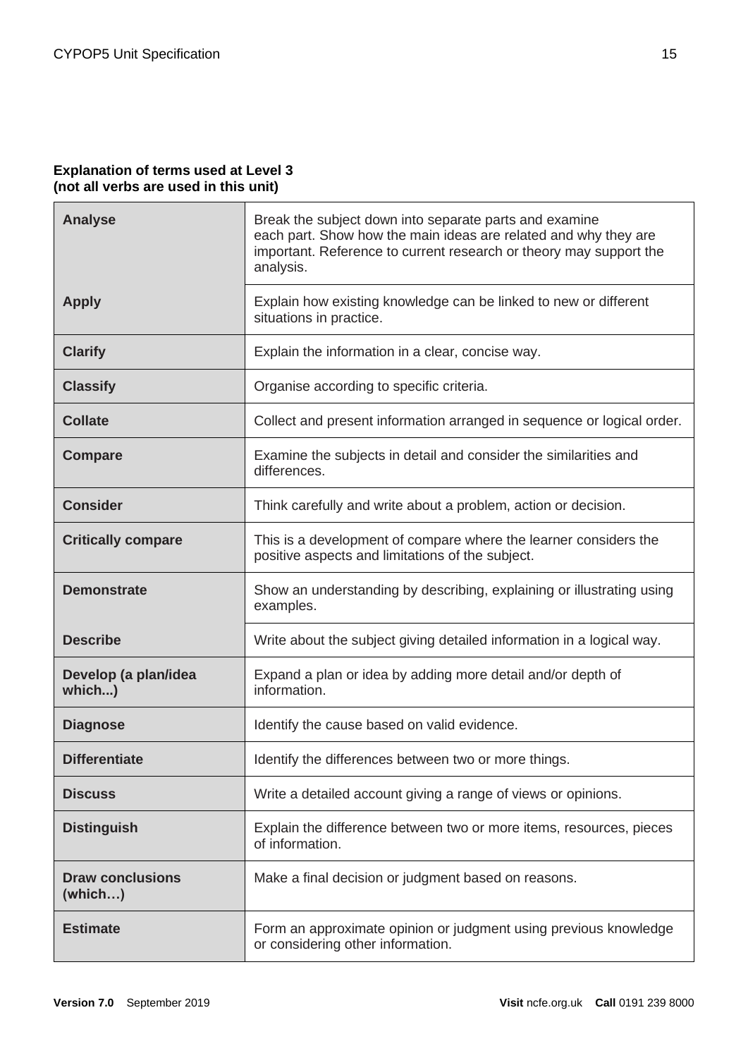**Explanation of terms used at Level 3**
**(not all verbs are used in this unit)**

| Term | Explanation |
|---|---|
| **Analyse** | Break the subject down into separate parts and examine each part. Show how the main ideas are related and why they are important. Reference to current research or theory may support the analysis. |
| **Apply** | Explain how existing knowledge can be linked to new or different situations in practice. |
| **Clarify** | Explain the information in a clear, concise way. |
| **Classify** | Organise according to specific criteria. |
| **Collate** | Collect and present information arranged in sequence or logical order. |
| **Compare** | Examine the subjects in detail and consider the similarities and differences. |
| **Consider** | Think carefully and write about a problem, action or decision. |
| **Critically compare** | This is a development of compare where the learner considers the positive aspects and limitations of the subject. |
| **Demonstrate** | Show an understanding by describing, explaining or illustrating using examples. |
| **Describe** | Write about the subject giving detailed information in a logical way. |
| **Develop (a plan/idea which...)** | Expand a plan or idea by adding more detail and/or depth of information. |
| **Diagnose** | Identify the cause based on valid evidence. |
| **Differentiate** | Identify the differences between two or more things. |
| **Discuss** | Write a detailed account giving a range of views or opinions. |
| **Distinguish** | Explain the difference between two or more items, resources, pieces of information. |
| **Draw conclusions (which…)** | Make a final decision or judgment based on reasons. |
| **Estimate** | Form an approximate opinion or judgment using previous knowledge or considering other information. |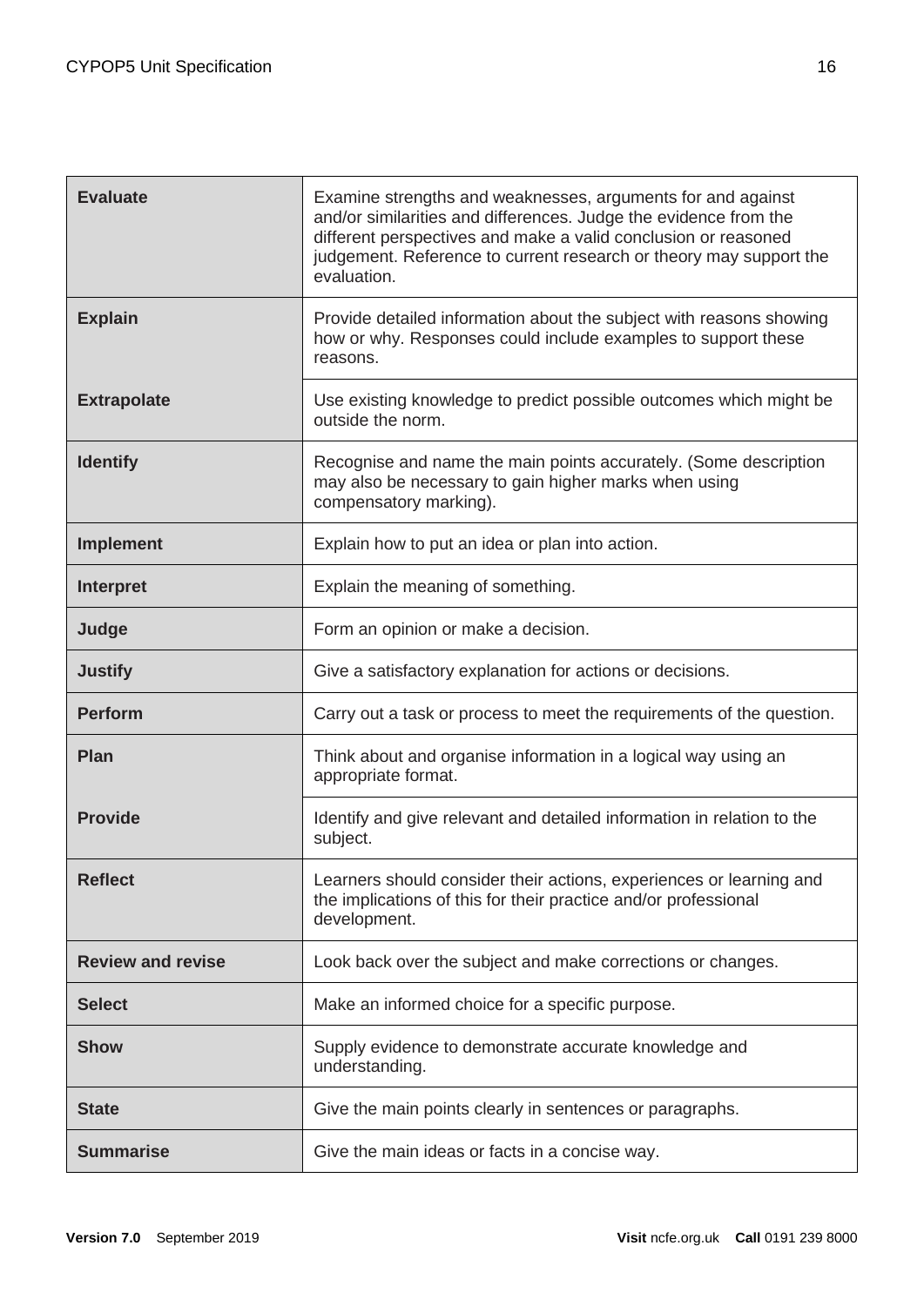| | |
|---|---|
| **Evaluate** | Examine strengths and weaknesses, arguments for and against and/or similarities and differences. Judge the evidence from the different perspectives and make a valid conclusion or reasoned judgement. Reference to current research or theory may support the evaluation. |
| **Explain** | Provide detailed information about the subject with reasons showing how or why. Responses could include examples to support these reasons. |
| **Extrapolate** | Use existing knowledge to predict possible outcomes which might be outside the norm. |
| **Identify** | Recognise and name the main points accurately. (Some description may also be necessary to gain higher marks when using compensatory marking). |
| **Implement** | Explain how to put an idea or plan into action. |
| **Interpret** | Explain the meaning of something. |
| **Judge** | Form an opinion or make a decision. |
| **Justify** | Give a satisfactory explanation for actions or decisions. |
| **Perform** | Carry out a task or process to meet the requirements of the question. |
| **Plan** | Think about and organise information in a logical way using an appropriate format. |
| **Provide** | Identify and give relevant and detailed information in relation to the subject. |
| **Reflect** | Learners should consider their actions, experiences or learning and the implications of this for their practice and/or professional development. |
| **Review and revise** | Look back over the subject and make corrections or changes. |
| **Select** | Make an informed choice for a specific purpose. |
| **Show** | Supply evidence to demonstrate accurate knowledge and understanding. |
| **State** | Give the main points clearly in sentences or paragraphs. |
| **Summarise** | Give the main ideas or facts in a concise way. |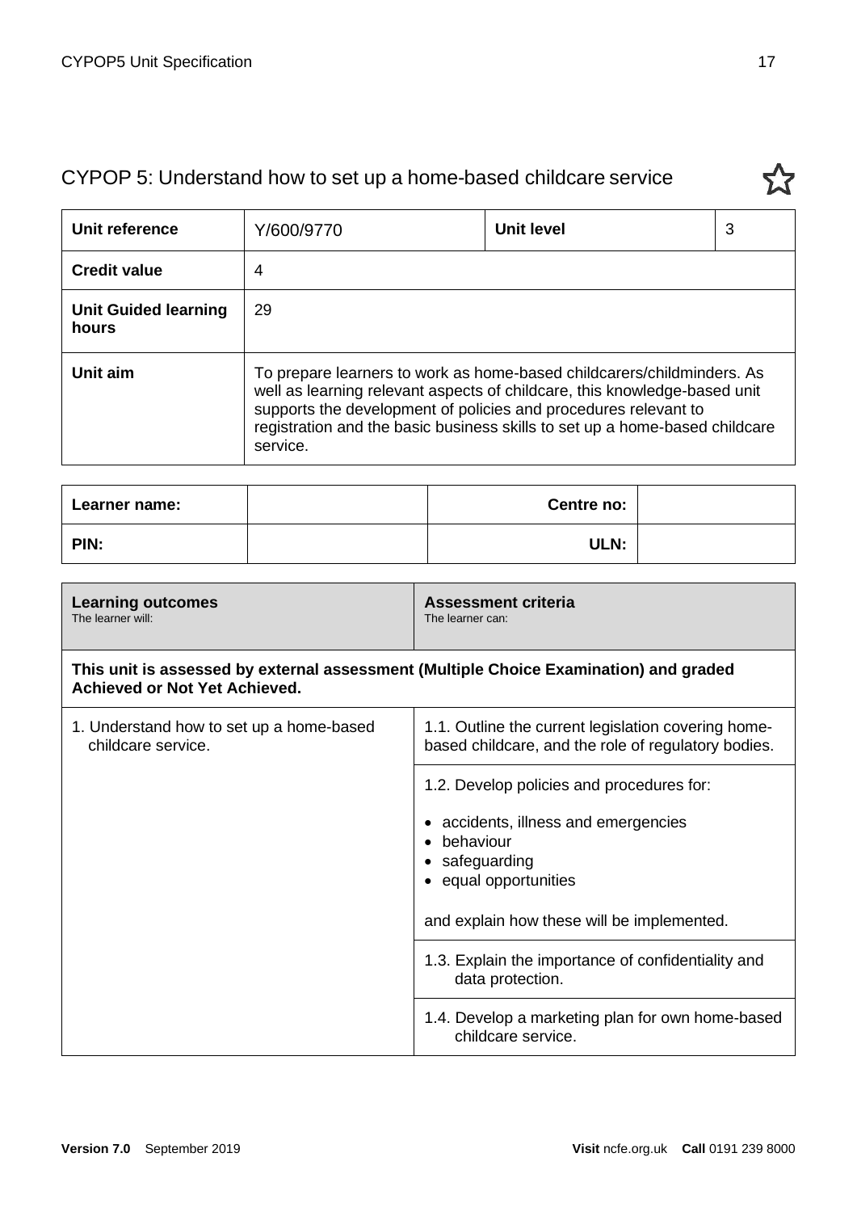## CYPOP 5: Understand how to set up a home-based childcare service

| Unit reference | Y/600/9770 | Unit level | 3 |
|---|---|---|---|
| **Credit value** | 4 | | |
| **Unit Guided learning hours** | 29 | | |
| **Unit aim** | To prepare learners to work as home-based childcarers/childminders. As well as learning relevant aspects of childcare, this knowledge-based unit supports the development of policies and procedures relevant to registration and the basic business skills to set up a home-based childcare service. | | |

| Learner name: | | Centre no: | |
|---|---|---|---|
| **PIN:** | | **ULN:** | |

| **Learning outcomes**<br>The learner will: | **Assessment criteria**<br>The learner can: |
|---|---|
| **This unit is assessed by external assessment (Multiple Choice Examination) and graded Achieved or Not Yet Achieved.** | |
| 1. Understand how to set up a home-based childcare service. | 1.1. Outline the current legislation covering home-based childcare, and the role of regulatory bodies. |
| | 1.2. Develop policies and procedures for:<br>• accidents, illness and emergencies<br>• behaviour<br>• safeguarding<br>• equal opportunities<br><br>and explain how these will be implemented. |
| | 1.3. Explain the importance of confidentiality and data protection. |
| | 1.4. Develop a marketing plan for own home-based childcare service. |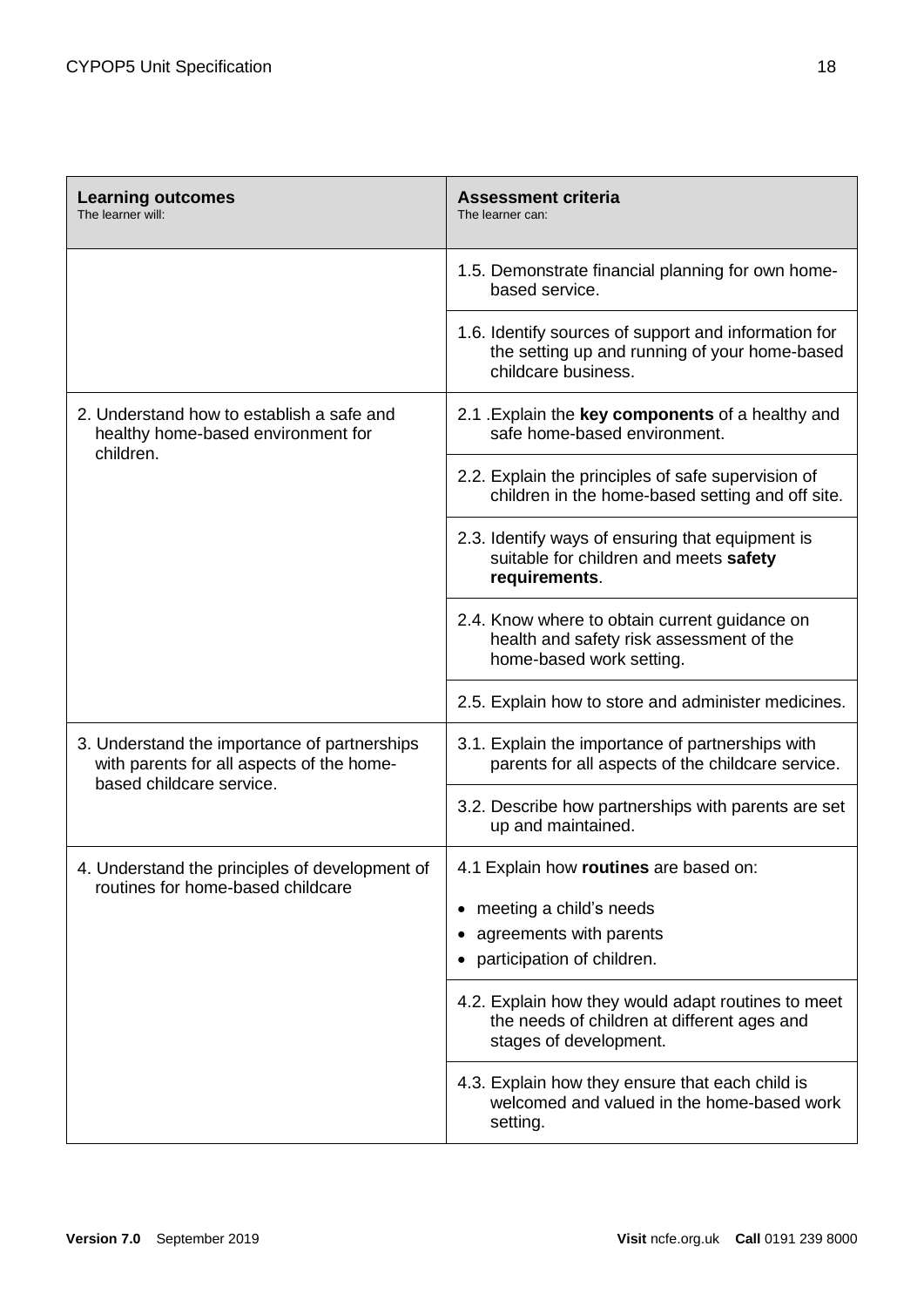| **Learning outcomes**<br>The learner will: | **Assessment criteria**<br>The learner can: |
|---|---|
| | 1.5. Demonstrate financial planning for own home-based service. |
| | 1.6. Identify sources of support and information for the setting up and running of your home-based childcare business. |
| 2. Understand how to establish a safe and healthy home-based environment for children. | 2.1 .Explain the **key components** of a healthy and safe home-based environment. |
| | 2.2. Explain the principles of safe supervision of children in the home-based setting and off site. |
| | 2.3. Identify ways of ensuring that equipment is suitable for children and meets **safety requirements**. |
| | 2.4. Know where to obtain current guidance on health and safety risk assessment of the home-based work setting. |
| | 2.5. Explain how to store and administer medicines. |
| 3. Understand the importance of partnerships with parents for all aspects of the home-based childcare service. | 3.1. Explain the importance of partnerships with parents for all aspects of the childcare service. |
| | 3.2. Describe how partnerships with parents are set up and maintained. |
| 4. Understand the principles of development of routines for home-based childcare | 4.1 Explain how **routines** are based on:<br>• meeting a child's needs<br>• agreements with parents<br>• participation of children. |
| | 4.2. Explain how they would adapt routines to meet the needs of children at different ages and stages of development. |
| | 4.3. Explain how they ensure that each child is welcomed and valued in the home-based work setting. |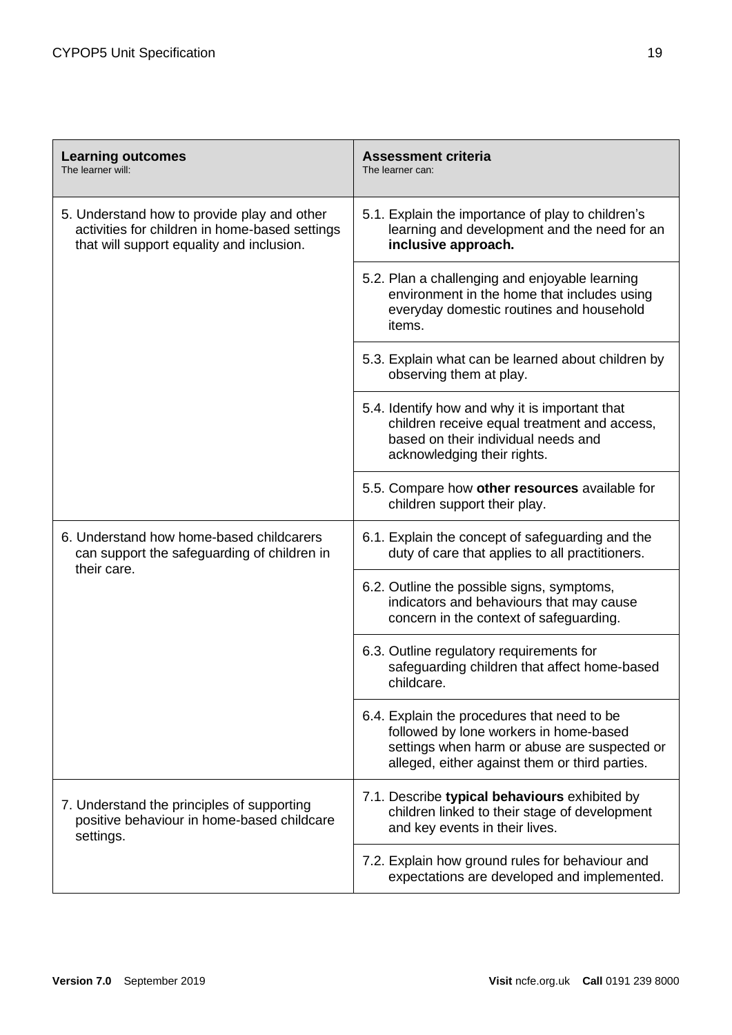| **Learning outcomes**<br>The learner will: | **Assessment criteria**<br>The learner can: |
|---|---|
| 5. Understand how to provide play and other activities for children in home-based settings that will support equality and inclusion. | 5.1. Explain the importance of play to children's learning and development and the need for an **inclusive approach.** |
| | 5.2. Plan a challenging and enjoyable learning environment in the home that includes using everyday domestic routines and household items. |
| | 5.3. Explain what can be learned about children by observing them at play. |
| | 5.4. Identify how and why it is important that children receive equal treatment and access, based on their individual needs and acknowledging their rights. |
| | 5.5. Compare how **other resources** available for children support their play. |
| 6. Understand how home-based childcarers can support the safeguarding of children in their care. | 6.1. Explain the concept of safeguarding and the duty of care that applies to all practitioners. |
| | 6.2. Outline the possible signs, symptoms, indicators and behaviours that may cause concern in the context of safeguarding. |
| | 6.3. Outline regulatory requirements for safeguarding children that affect home-based childcare. |
| | 6.4. Explain the procedures that need to be followed by lone workers in home-based settings when harm or abuse are suspected or alleged, either against them or third parties. |
| 7. Understand the principles of supporting positive behaviour in home-based childcare settings. | 7.1. Describe **typical behaviours** exhibited by children linked to their stage of development and key events in their lives. |
| | 7.2. Explain how ground rules for behaviour and expectations are developed and implemented. |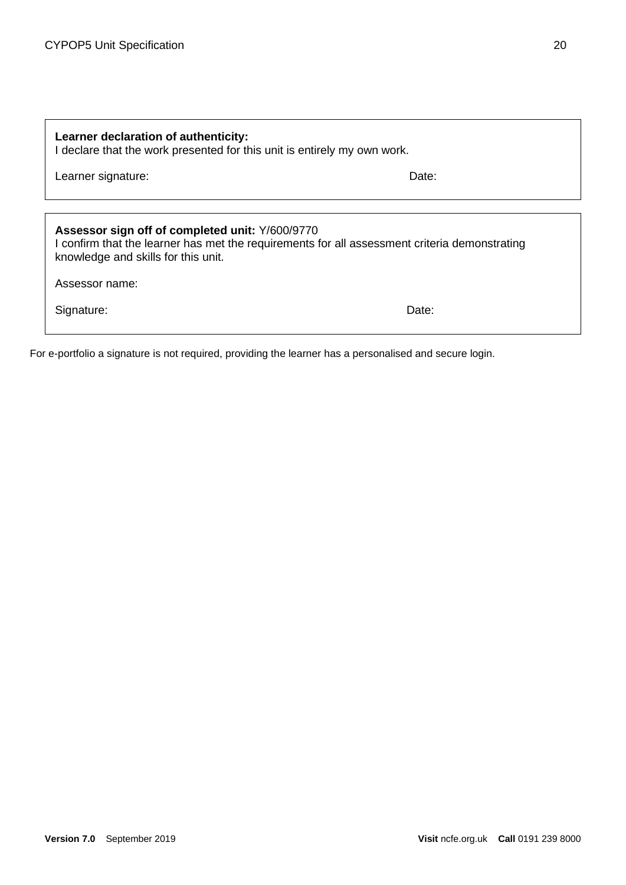**Learner declaration of authenticity:**
I declare that the work presented for this unit is entirely my own work.

Learner signature: Date:

**Assessor sign off of completed unit:** Y/600/9770
I confirm that the learner has met the requirements for all assessment criteria demonstrating knowledge and skills for this unit.

Assessor name:

Signature: Date:

For e-portfolio a signature is not required, providing the learner has a personalised and secure login.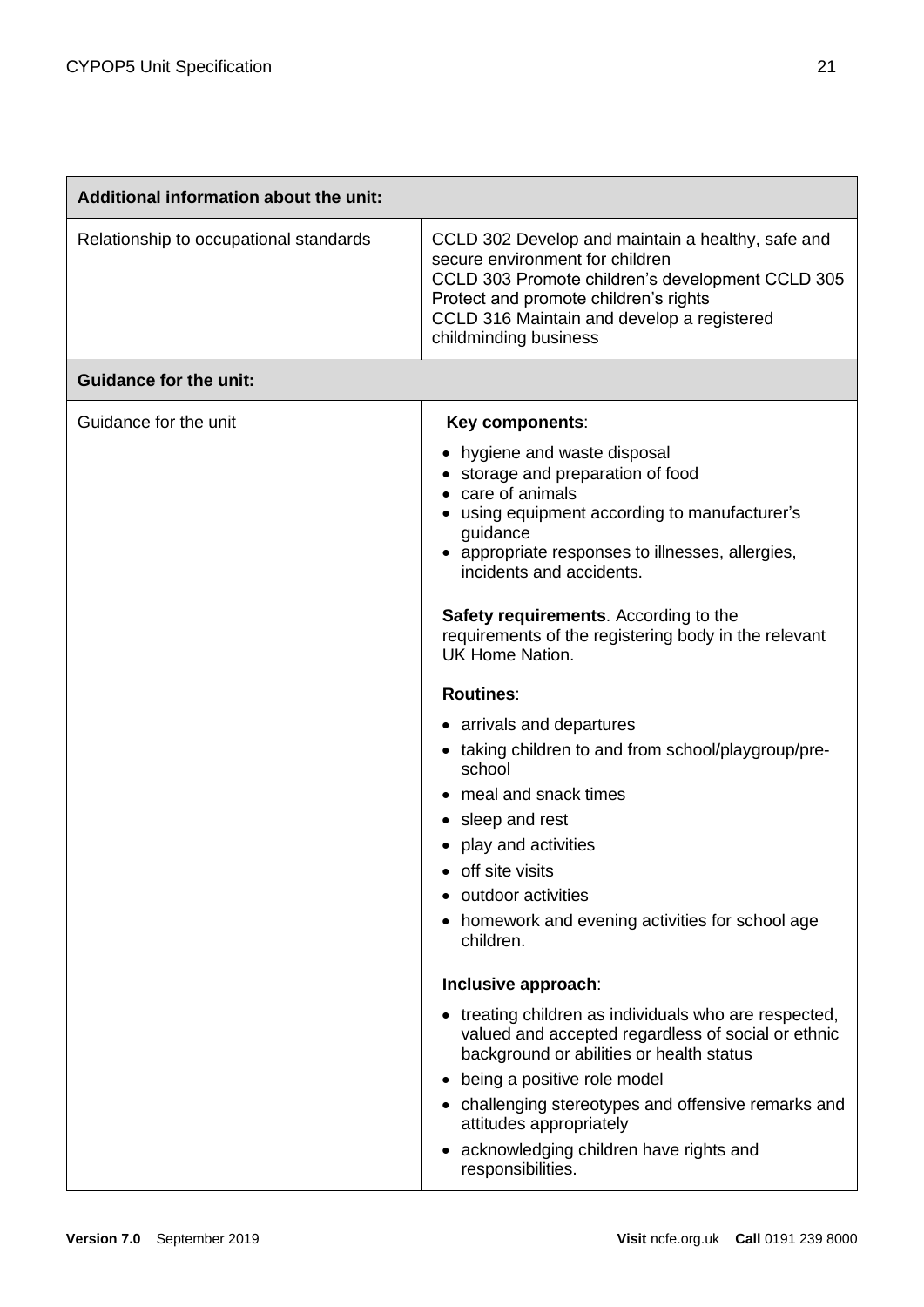| Additional information about the unit: | |
|---|---|
| Relationship to occupational standards | CCLD 302 Develop and maintain a healthy, safe and secure environment for children<br>CCLD 303 Promote children's development CCLD 305 Protect and promote children's rights<br>CCLD 316 Maintain and develop a registered childminding business |
| **Guidance for the unit:** | |
| Guidance for the unit | **Key components**:<br>• hygiene and waste disposal<br>• storage and preparation of food<br>• care of animals<br>• using equipment according to manufacturer's guidance<br>• appropriate responses to illnesses, allergies, incidents and accidents.<br><br>**Safety requirements**. According to the requirements of the registering body in the relevant UK Home Nation.<br><br>**Routines**:<br>• arrivals and departures<br>• taking children to and from school/playgroup/pre-school<br>• meal and snack times<br>• sleep and rest<br>• play and activities<br>• off site visits<br>• outdoor activities<br>• homework and evening activities for school age children.<br><br>**Inclusive approach**:<br>• treating children as individuals who are respected, valued and accepted regardless of social or ethnic background or abilities or health status<br>• being a positive role model<br>• challenging stereotypes and offensive remarks and attitudes appropriately<br>• acknowledging children have rights and responsibilities. |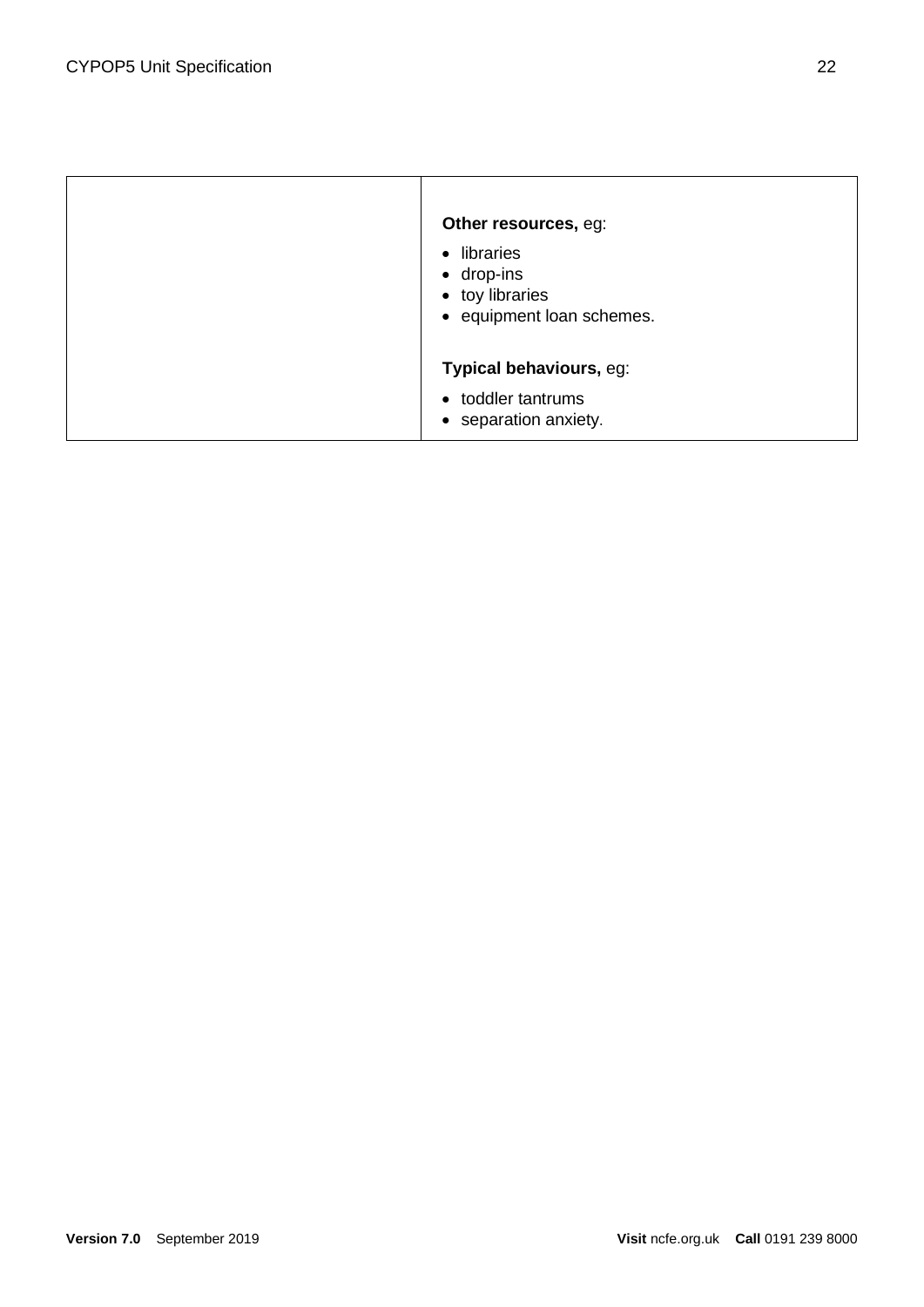| | |
|---|---|
| | **Other resources,** eg:<br>• libraries<br>• drop-ins<br>• toy libraries<br>• equipment loan schemes.<br><br>**Typical behaviours,** eg:<br>• toddler tantrums<br>• separation anxiety. |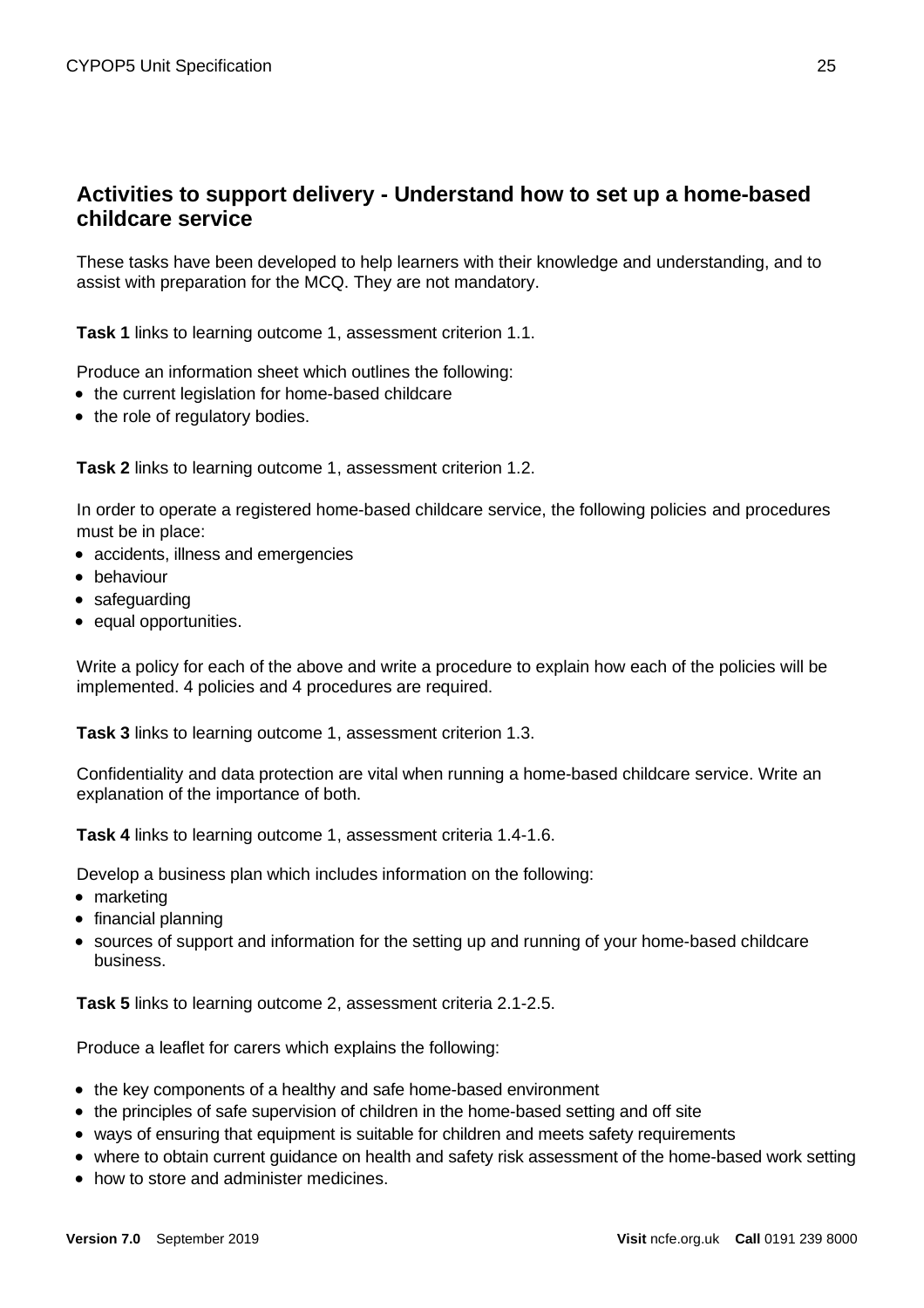## Activities to support delivery - Understand how to set up a home-based childcare service

These tasks have been developed to help learners with their knowledge and understanding, and to assist with preparation for the MCQ. They are not mandatory.

**Task 1** links to learning outcome 1, assessment criterion 1.1.

Produce an information sheet which outlines the following:

- the current legislation for home-based childcare
- the role of regulatory bodies.

**Task 2** links to learning outcome 1, assessment criterion 1.2.

In order to operate a registered home-based childcare service, the following policies and procedures must be in place:

- accidents, illness and emergencies
- behaviour
- safeguarding
- equal opportunities.

Write a policy for each of the above and write a procedure to explain how each of the policies will be implemented. 4 policies and 4 procedures are required.

**Task 3** links to learning outcome 1, assessment criterion 1.3.

Confidentiality and data protection are vital when running a home-based childcare service. Write an explanation of the importance of both.

**Task 4** links to learning outcome 1, assessment criteria 1.4-1.6.

Develop a business plan which includes information on the following:

- marketing
- financial planning
- sources of support and information for the setting up and running of your home-based childcare business.

**Task 5** links to learning outcome 2, assessment criteria 2.1-2.5.

Produce a leaflet for carers which explains the following:

- the key components of a healthy and safe home-based environment
- the principles of safe supervision of children in the home-based setting and off site
- ways of ensuring that equipment is suitable for children and meets safety requirements
- where to obtain current guidance on health and safety risk assessment of the home-based work setting
- how to store and administer medicines.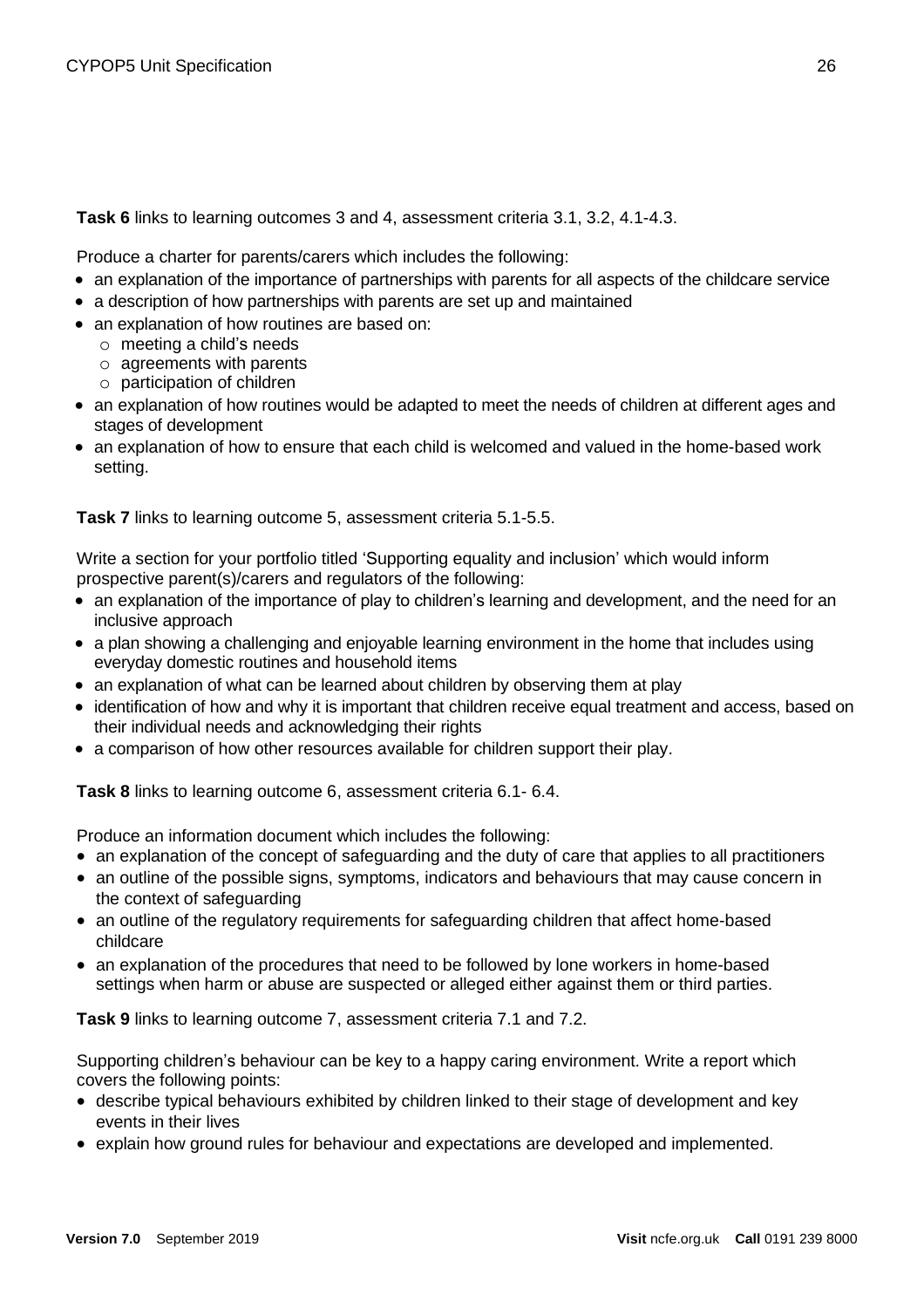**Task 6** links to learning outcomes 3 and 4, assessment criteria 3.1, 3.2, 4.1-4.3.

Produce a charter for parents/carers which includes the following:

- an explanation of the importance of partnerships with parents for all aspects of the childcare service
- a description of how partnerships with parents are set up and maintained
- an explanation of how routines are based on:
  - meeting a child's needs
  - agreements with parents
  - participation of children
- an explanation of how routines would be adapted to meet the needs of children at different ages and stages of development
- an explanation of how to ensure that each child is welcomed and valued in the home-based work setting.

**Task 7** links to learning outcome 5, assessment criteria 5.1-5.5.

Write a section for your portfolio titled 'Supporting equality and inclusion' which would inform prospective parent(s)/carers and regulators of the following:

- an explanation of the importance of play to children's learning and development, and the need for an inclusive approach
- a plan showing a challenging and enjoyable learning environment in the home that includes using everyday domestic routines and household items
- an explanation of what can be learned about children by observing them at play
- identification of how and why it is important that children receive equal treatment and access, based on their individual needs and acknowledging their rights
- a comparison of how other resources available for children support their play.

**Task 8** links to learning outcome 6, assessment criteria 6.1- 6.4.

Produce an information document which includes the following:

- an explanation of the concept of safeguarding and the duty of care that applies to all practitioners
- an outline of the possible signs, symptoms, indicators and behaviours that may cause concern in the context of safeguarding
- an outline of the regulatory requirements for safeguarding children that affect home-based childcare
- an explanation of the procedures that need to be followed by lone workers in home-based settings when harm or abuse are suspected or alleged either against them or third parties.

**Task 9** links to learning outcome 7, assessment criteria 7.1 and 7.2.

Supporting children's behaviour can be key to a happy caring environment. Write a report which covers the following points:

- describe typical behaviours exhibited by children linked to their stage of development and key events in their lives
- explain how ground rules for behaviour and expectations are developed and implemented.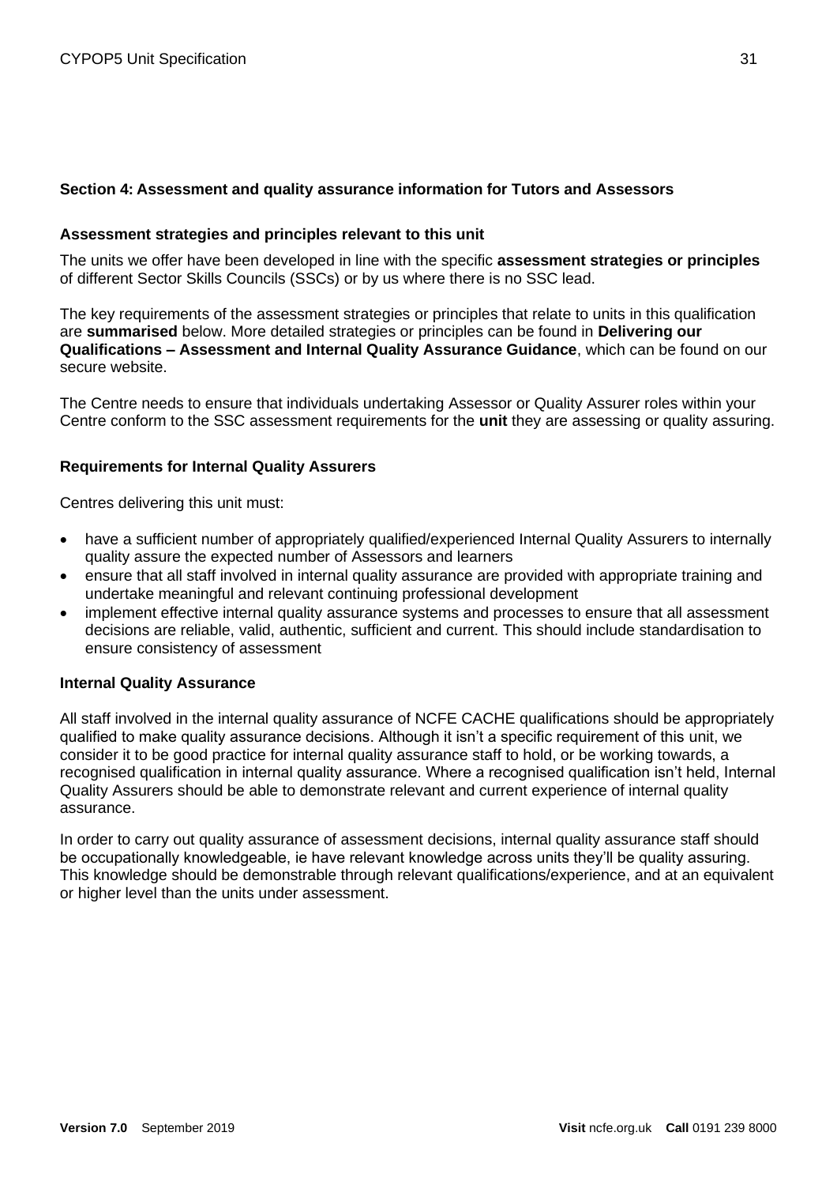## Section 4: Assessment and quality assurance information for Tutors and Assessors

### Assessment strategies and principles relevant to this unit

The units we offer have been developed in line with the specific **assessment strategies or principles** of different Sector Skills Councils (SSCs) or by us where there is no SSC lead.

The key requirements of the assessment strategies or principles that relate to units in this qualification are **summarised** below. More detailed strategies or principles can be found in **Delivering our Qualifications – Assessment and Internal Quality Assurance Guidance**, which can be found on our secure website.

The Centre needs to ensure that individuals undertaking Assessor or Quality Assurer roles within your Centre conform to the SSC assessment requirements for the **unit** they are assessing or quality assuring.

### Requirements for Internal Quality Assurers

Centres delivering this unit must:

- have a sufficient number of appropriately qualified/experienced Internal Quality Assurers to internally quality assure the expected number of Assessors and learners
- ensure that all staff involved in internal quality assurance are provided with appropriate training and undertake meaningful and relevant continuing professional development
- implement effective internal quality assurance systems and processes to ensure that all assessment decisions are reliable, valid, authentic, sufficient and current. This should include standardisation to ensure consistency of assessment

### Internal Quality Assurance

All staff involved in the internal quality assurance of NCFE CACHE qualifications should be appropriately qualified to make quality assurance decisions. Although it isn't a specific requirement of this unit, we consider it to be good practice for internal quality assurance staff to hold, or be working towards, a recognised qualification in internal quality assurance. Where a recognised qualification isn't held, Internal Quality Assurers should be able to demonstrate relevant and current experience of internal quality assurance.

In order to carry out quality assurance of assessment decisions, internal quality assurance staff should be occupationally knowledgeable, ie have relevant knowledge across units they'll be quality assuring. This knowledge should be demonstrable through relevant qualifications/experience, and at an equivalent or higher level than the units under assessment.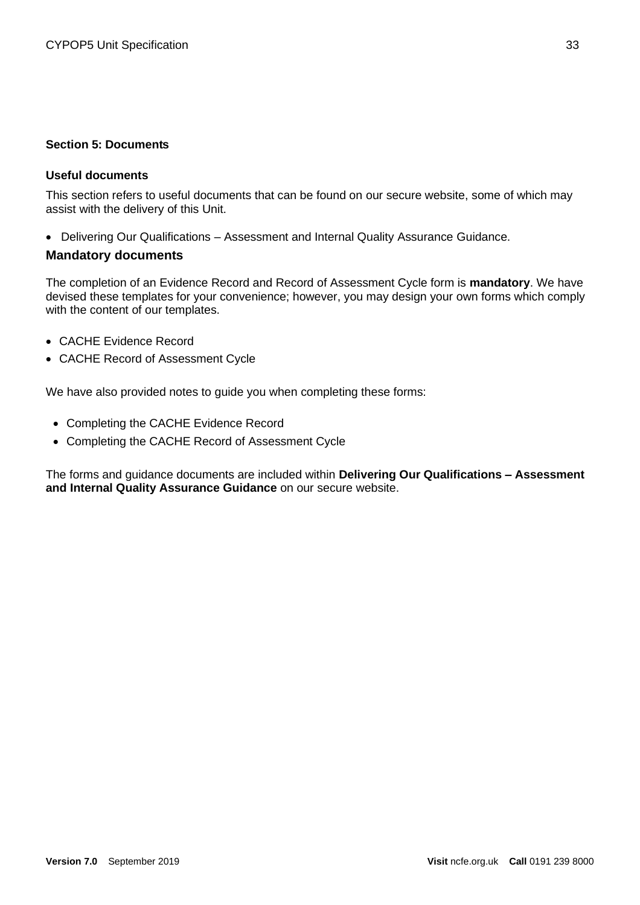## Section 5: Documents

### Useful documents

This section refers to useful documents that can be found on our secure website, some of which may assist with the delivery of this Unit.

- Delivering Our Qualifications – Assessment and Internal Quality Assurance Guidance.

### Mandatory documents

The completion of an Evidence Record and Record of Assessment Cycle form is **mandatory**. We have devised these templates for your convenience; however, you may design your own forms which comply with the content of our templates.

- CACHE Evidence Record
- CACHE Record of Assessment Cycle

We have also provided notes to guide you when completing these forms:

- Completing the CACHE Evidence Record
- Completing the CACHE Record of Assessment Cycle

The forms and guidance documents are included within **Delivering Our Qualifications – Assessment and Internal Quality Assurance Guidance** on our secure website.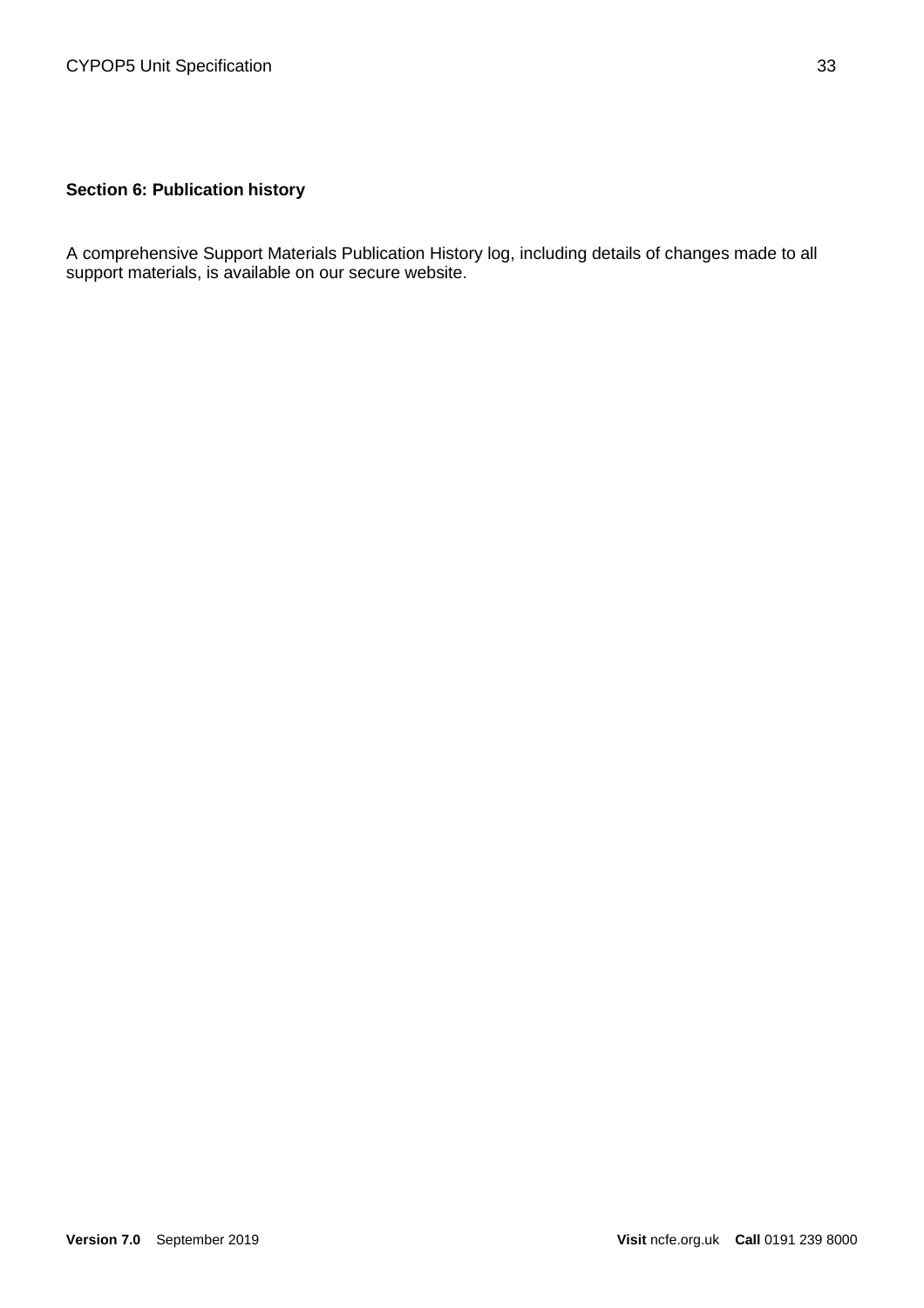**Section 6: Publication history**

A comprehensive Support Materials Publication History log, including details of changes made to all support materials, is available on our secure website.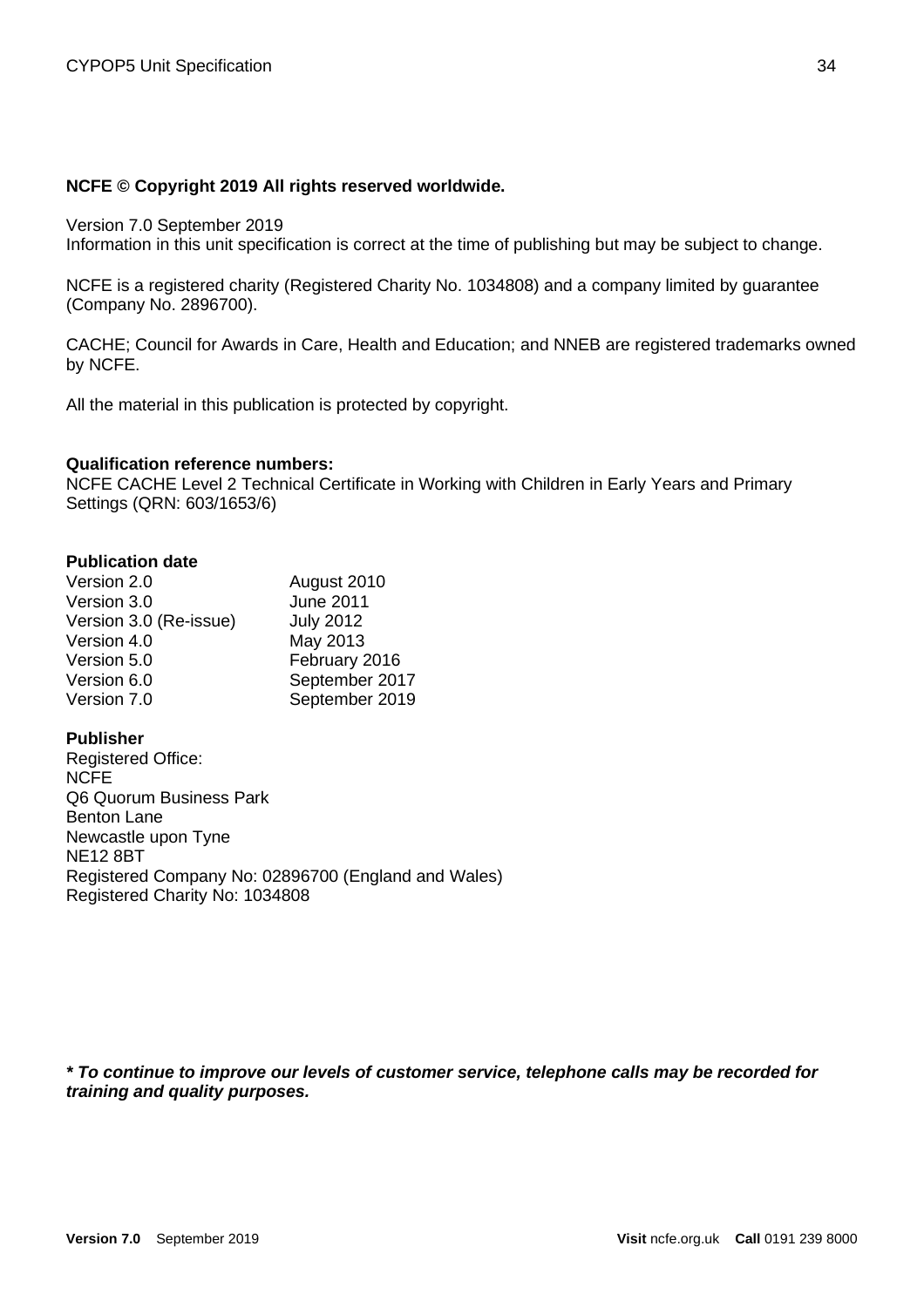**NCFE © Copyright 2019 All rights reserved worldwide.**

Version 7.0 September 2019
Information in this unit specification is correct at the time of publishing but may be subject to change.

NCFE is a registered charity (Registered Charity No. 1034808) and a company limited by guarantee (Company No. 2896700).

CACHE; Council for Awards in Care, Health and Education; and NNEB are registered trademarks owned by NCFE.

All the material in this publication is protected by copyright.

**Qualification reference numbers:**
NCFE CACHE Level 2 Technical Certificate in Working with Children in Early Years and Primary Settings (QRN: 603/1653/6)

**Publication date**

| | |
|---|---|
| Version 2.0 | August 2010 |
| Version 3.0 | June 2011 |
| Version 3.0 (Re-issue) | July 2012 |
| Version 4.0 | May 2013 |
| Version 5.0 | February 2016 |
| Version 6.0 | September 2017 |
| Version 7.0 | September 2019 |

**Publisher**
Registered Office:
NCFE
Q6 Quorum Business Park
Benton Lane
Newcastle upon Tyne
NE12 8BT
Registered Company No: 02896700 (England and Wales)
Registered Charity No: 1034808

***\* To continue to improve our levels of customer service, telephone calls may be recorded for training and quality purposes.***